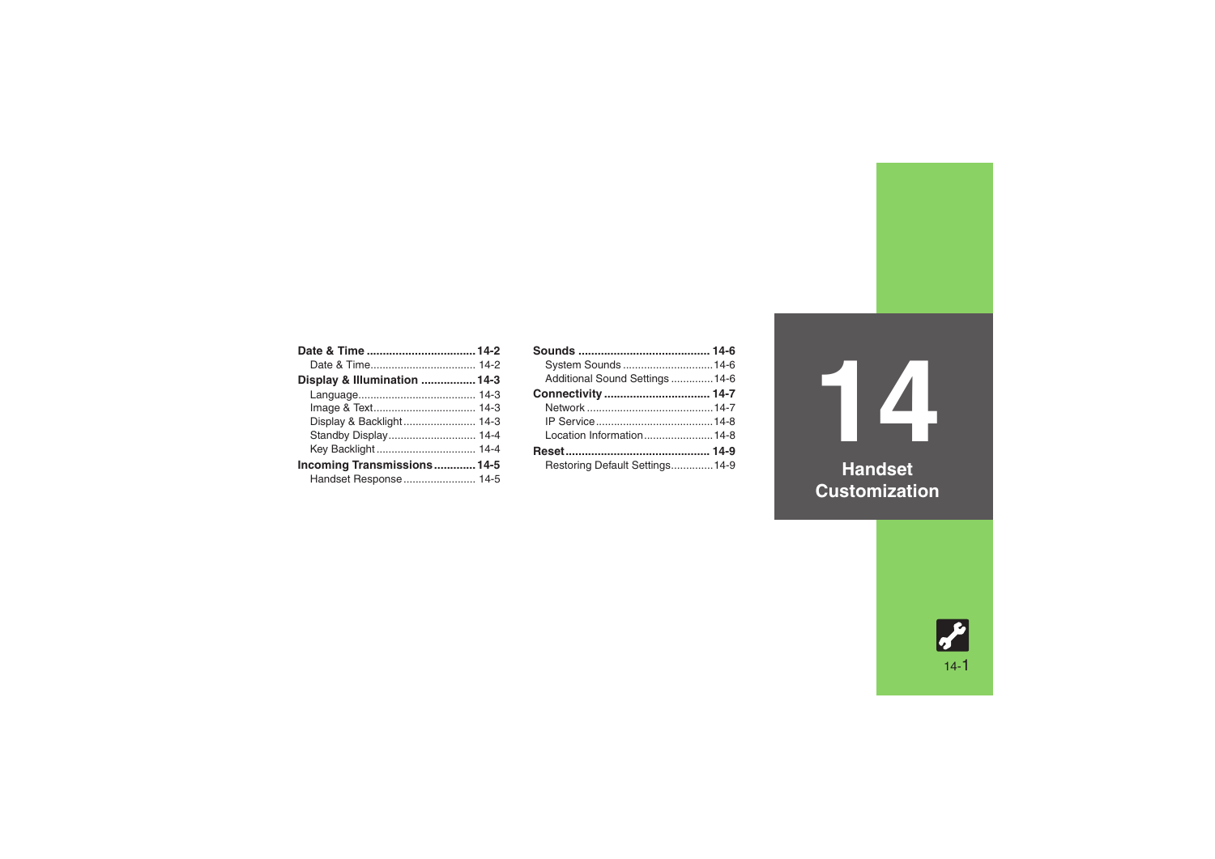# 14 Handset Customization

**Date & Time** .................................. **14-2**
- Date & Time .................................. 14-2

**Display & Illumination** .................. **14-3**
- Language ...................................... 14-3
- Image & Text .................................. 14-3
- Display & Backlight ........................ 14-3
- Standby Display ............................ 14-4
- Key Backlight ................................ 14-4

**Incoming Transmissions** ............ **14-5**
- Handset Response ........................ 14-5

**Sounds** .......................................... **14-6**
- System Sounds ............................. 14-6
- Additional Sound Settings ............. 14-6

**Connectivity** ................................. **14-7**
- Network ......................................... 14-7
- IP Service ...................................... 14-8
- Location Information ....................... 14-8

**Reset** ............................................. **14-9**
- Restoring Default Settings ............. 14-9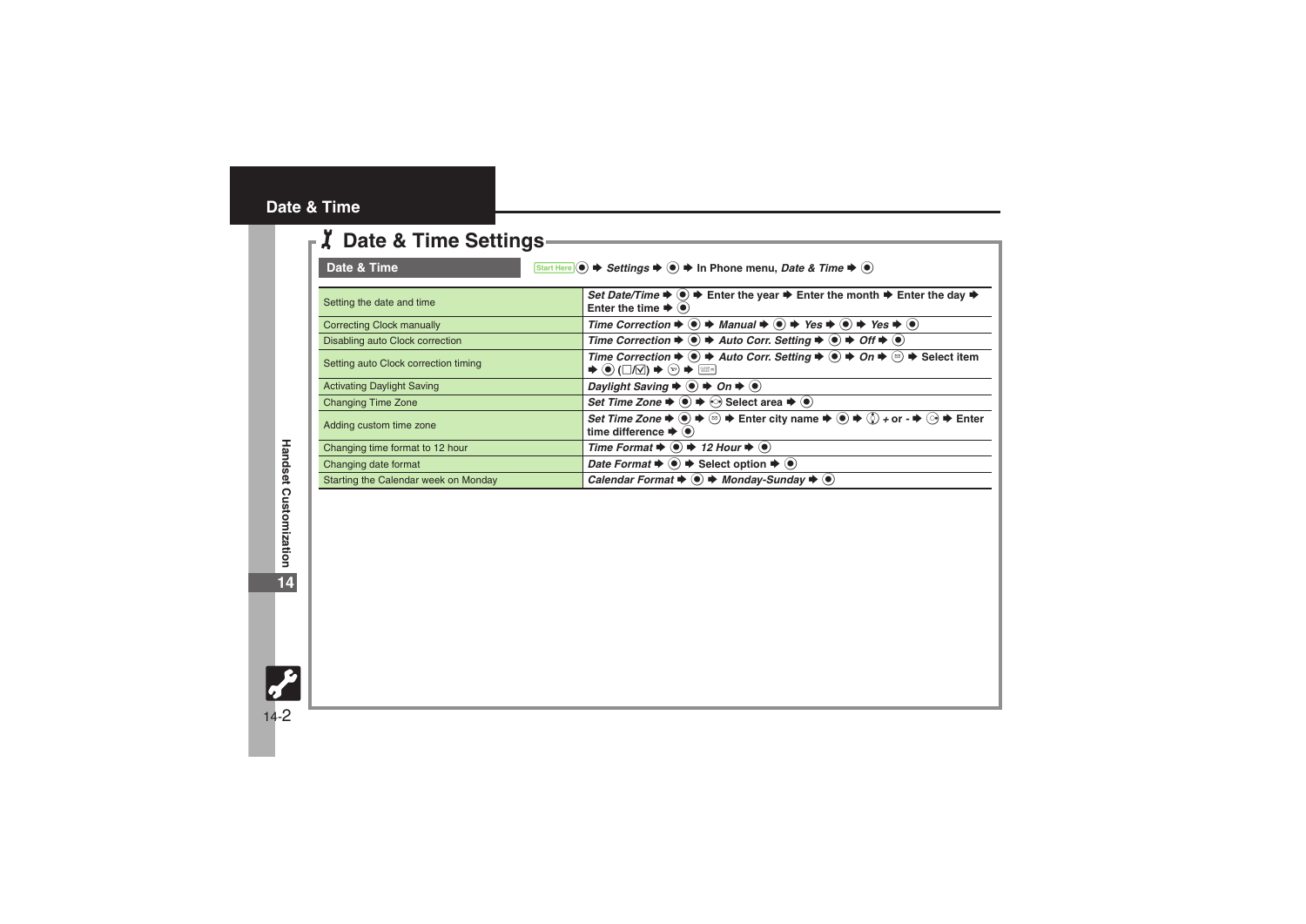# Date & Time

## Date & Time Settings

**Date & Time** — Start Here ● ➡ *Settings* ➡ ● ➡ In Phone menu, *Date & Time* ➡ ●

| | |
|---|---|
| Setting the date and time | *Set Date/Time* ➡ ● ➡ Enter the year ➡ Enter the month ➡ Enter the day ➡ Enter the time ➡ ● |
| Correcting Clock manually | *Time Correction* ➡ ● ➡ *Manual* ➡ ● ➡ *Yes* ➡ ● ➡ *Yes* ➡ ● |
| Disabling auto Clock correction | *Time Correction* ➡ ● ➡ *Auto Corr. Setting* ➡ ● ➡ *Off* ➡ ● |
| Setting auto Clock correction timing | *Time Correction* ➡ ● ➡ *Auto Corr. Setting* ➡ ● ➡ *On* ➡ ⊜ ➡ Select item ➡ ● (☐/☑) ➡ ⊙ ➡ ⊟ |
| Activating Daylight Saving | *Daylight Saving* ➡ ● ➡ *On* ➡ ● |
| Changing Time Zone | *Set Time Zone* ➡ ● ➡ ⊙ Select area ➡ ● |
| Adding custom time zone | *Set Time Zone* ➡ ● ➡ ⊜ ➡ Enter city name ➡ ● ➡ ⊙ + or - ➡ ⊙ ➡ Enter time difference ➡ ● |
| Changing time format to 12 hour | *Time Format* ➡ ● ➡ *12 Hour* ➡ ● |
| Changing date format | *Date Format* ➡ ● ➡ Select option ➡ ● |
| Starting the Calendar week on Monday | *Calendar Format* ➡ ● ➡ *Monday-Sunday* ➡ ● |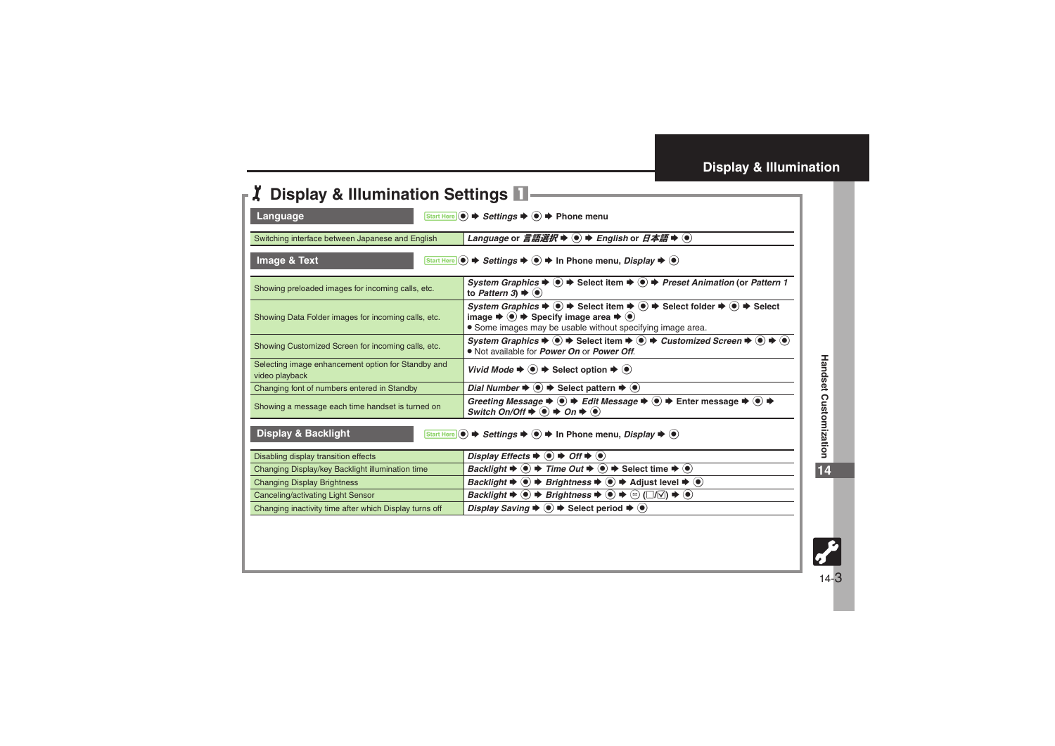# Display & Illumination Settings 1

## Language

Start Here ● ➡ *Settings* ➡ ● ➡ Phone menu

| | |
|---|---|
| Switching interface between Japanese and English | *Language* or *言語選択* ➡ ● ➡ *English* or *日本語* ➡ ● |

## Image & Text

Start Here ● ➡ *Settings* ➡ ● ➡ In Phone menu, *Display* ➡ ●

| | |
|---|---|
| Showing preloaded images for incoming calls, etc. | *System Graphics* ➡ ● ➡ Select item ➡ ● ➡ *Preset Animation* (or *Pattern 1* to *Pattern 3*) ➡ ● |
| Showing Data Folder images for incoming calls, etc. | *System Graphics* ➡ ● ➡ Select item ➡ ● ➡ Select folder ➡ ● ➡ Select image ➡ ● ➡ Specify image area ➡ ●<br>● Some images may be usable without specifying image area. |
| Showing Customized Screen for incoming calls, etc. | *System Graphics* ➡ ● ➡ Select item ➡ ● ➡ *Customized Screen* ➡ ● ➡ ●<br>● Not available for *Power On* or *Power Off*. |
| Selecting image enhancement option for Standby and video playback | *Vivid Mode* ➡ ● ➡ Select option ➡ ● |
| Changing font of numbers entered in Standby | *Dial Number* ➡ ● ➡ Select pattern ➡ ● |
| Showing a message each time handset is turned on | *Greeting Message* ➡ ● ➡ *Edit Message* ➡ ● ➡ Enter message ➡ ● ➡ *Switch On/Off* ➡ ● ➡ *On* ➡ ● |

## Display & Backlight

Start Here ● ➡ *Settings* ➡ ● ➡ In Phone menu, *Display* ➡ ●

| | |
|---|---|
| Disabling display transition effects | *Display Effects* ➡ ● ➡ *Off* ➡ ● |
| Changing Display/key Backlight illumination time | *Backlight* ➡ ● ➡ *Time Out* ➡ ● ➡ Select time ➡ ● |
| Changing Display Brightness | *Backlight* ➡ ● ➡ *Brightness* ➡ ● ➡ Adjust level ➡ ● |
| Canceling/activating Light Sensor | *Backlight* ➡ ● ➡ *Brightness* ➡ ● ➡ ✉ (☐/☑) ➡ ● |
| Changing inactivity time after which Display turns off | *Display Saving* ➡ ● ➡ Select period ➡ ● |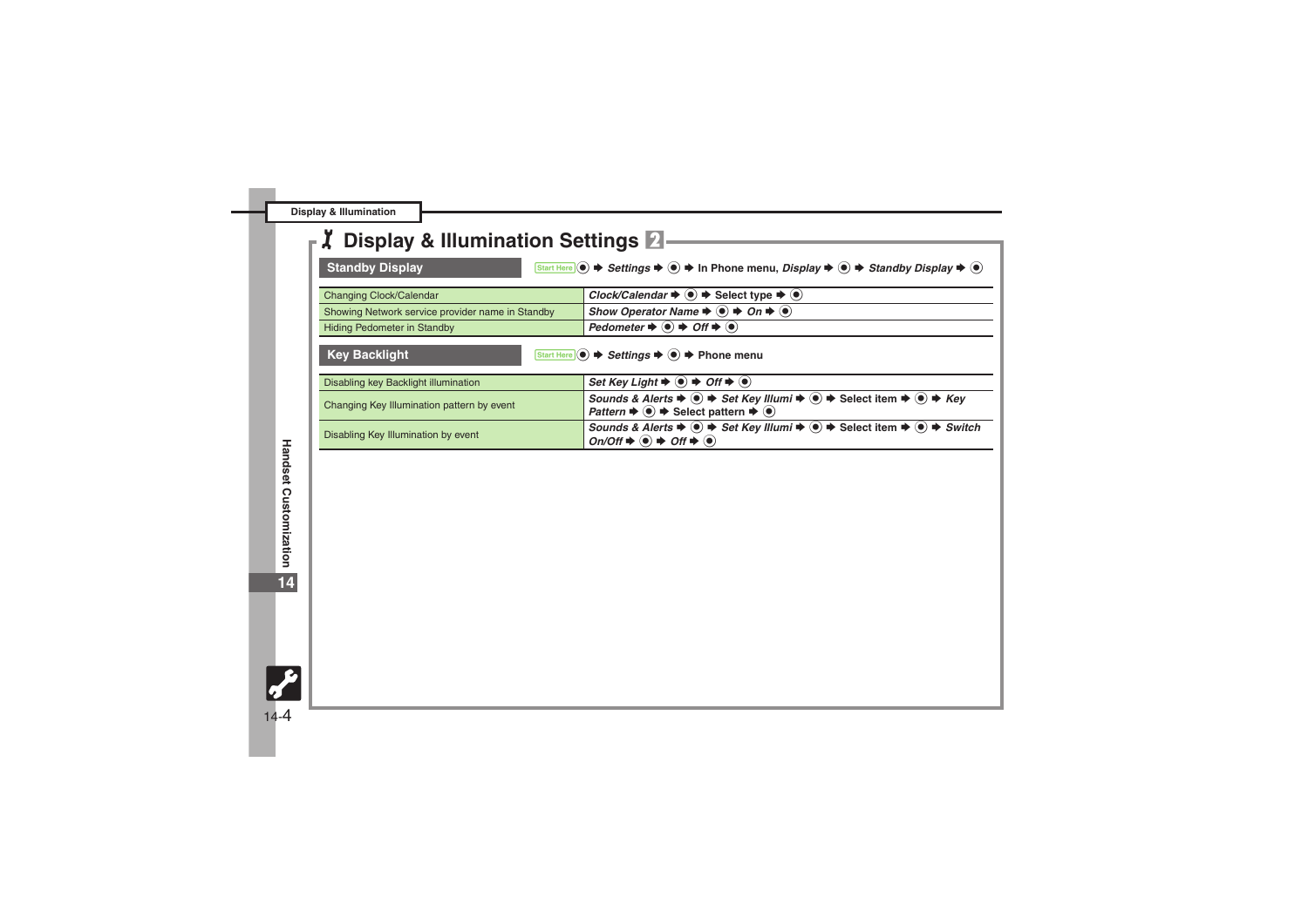# Display & Illumination Settings 2

## Standby Display

Start Here ● ➡ *Settings* ➡ ● ➡ In Phone menu, *Display* ➡ ● ➡ *Standby Display* ➡ ●

| | |
|---|---|
| Changing Clock/Calendar | *Clock/Calendar* ➡ ● ➡ Select type ➡ ● |
| Showing Network service provider name in Standby | *Show Operator Name* ➡ ● ➡ *On* ➡ ● |
| Hiding Pedometer in Standby | *Pedometer* ➡ ● ➡ *Off* ➡ ● |

## Key Backlight

Start Here ● ➡ *Settings* ➡ ● ➡ Phone menu

| | |
|---|---|
| Disabling key Backlight illumination | *Set Key Light* ➡ ● ➡ *Off* ➡ ● |
| Changing Key Illumination pattern by event | *Sounds & Alerts* ➡ ● ➡ *Set Key Illumi* ➡ ● ➡ Select item ➡ ● ➡ *Key Pattern* ➡ ● ➡ Select pattern ➡ ● |
| Disabling Key Illumination by event | *Sounds & Alerts* ➡ ● ➡ *Set Key Illumi* ➡ ● ➡ Select item ➡ ● ➡ *Switch On/Off* ➡ ● ➡ *Off* ➡ ● |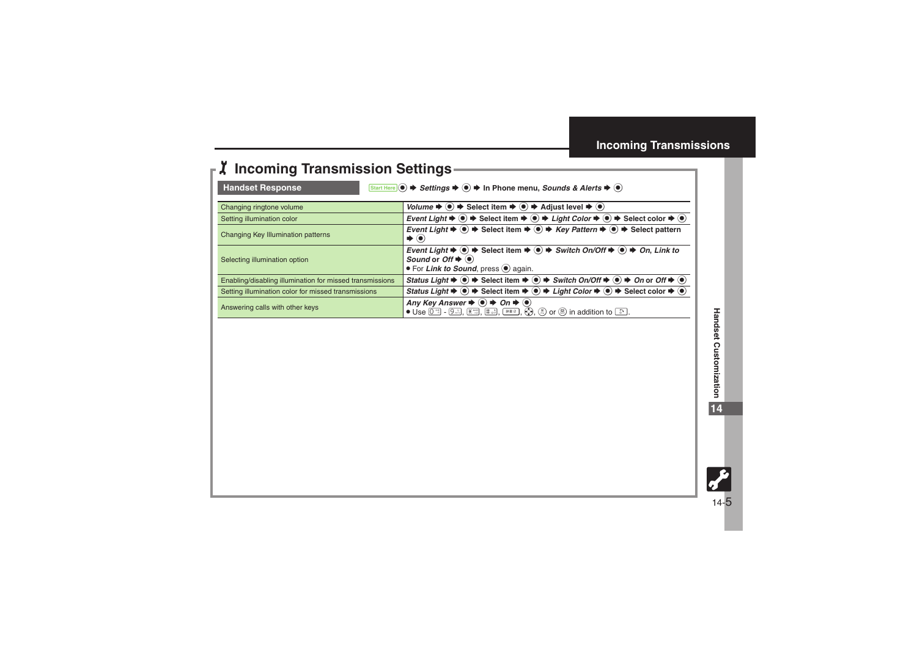## Incoming Transmission Settings

**Handset Response** Start Here ● ➡ *Settings* ➡ ● ➡ In Phone menu, *Sounds & Alerts* ➡ ●

| | |
|---|---|
| Changing ringtone volume | *Volume* ➡ ● ➡ Select item ➡ ● ➡ Adjust level ➡ ● |
| Setting illumination color | *Event Light* ➡ ● ➡ Select item ➡ ● ➡ *Light Color* ➡ ● ➡ Select color ➡ ● |
| Changing Key Illumination patterns | *Event Light* ➡ ● ➡ Select item ➡ ● ➡ *Key Pattern* ➡ ● ➡ Select pattern ➡ ● |
| Selecting illumination option | *Event Light* ➡ ● ➡ Select item ➡ ● ➡ *Switch On/Off* ➡ ● ➡ *On*, *Link to Sound* or *Off* ➡ ● <br>• For *Link to Sound*, press ● again. |
| Enabling/disabling illumination for missed transmissions | *Status Light* ➡ ● ➡ Select item ➡ ● ➡ *Switch On/Off* ➡ ● ➡ *On* or *Off* ➡ ● |
| Setting illumination color for missed transmissions | *Status Light* ➡ ● ➡ Select item ➡ ● ➡ *Light Color* ➡ ● ➡ Select color ➡ ● |
| Answering calls with other keys | *Any Key Answer* ➡ ● ➡ *On* ➡ ● <br>• Use 0 - 9, *, #, ◻, ◎, ◻ or ◻ in addition to ◻. |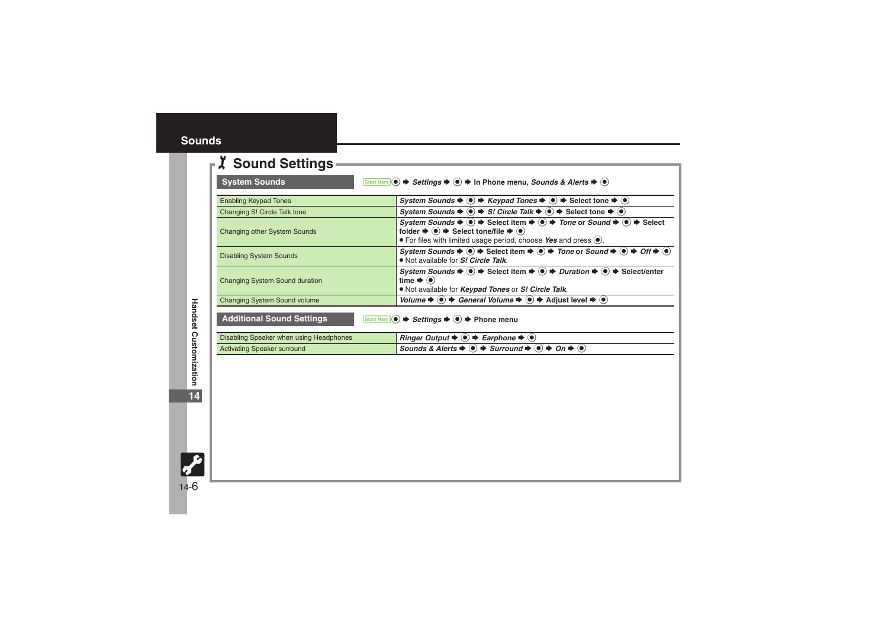# Sound Settings

## System Sounds

Start Here ● ➡ *Settings* ➡ ● ➡ In Phone menu, *Sounds & Alerts* ➡ ●

| | |
|---|---|
| Enabling Keypad Tones | *System Sounds* ➡ ● ➡ *Keypad Tones* ➡ ● ➡ Select tone ➡ ● |
| Changing S! Circle Talk tone | *System Sounds* ➡ ● ➡ *S! Circle Talk* ➡ ● ➡ Select tone ➡ ● |
| Changing other System Sounds | *System Sounds* ➡ ● ➡ Select item ➡ ● ➡ *Tone* or *Sound* ➡ ● ➡ Select folder ➡ ● ➡ Select tone/file ➡ ●<br>● For files with limited usage period, choose *Yes* and press ●. |
| Disabling System Sounds | *System Sounds* ➡ ● ➡ Select item ➡ ● ➡ *Tone* or *Sound* ➡ ● ➡ *Off* ➡ ●<br>● Not available for *S! Circle Talk*. |
| Changing System Sound duration | *System Sounds* ➡ ● ➡ Select item ➡ ● ➡ *Duration* ➡ ● ➡ Select/enter time ➡ ●<br>● Not available for *Keypad Tones* or *S! Circle Talk*. |
| Changing System Sound volume | *Volume* ➡ ● ➡ *General Volume* ➡ ● ➡ Adjust level ➡ ● |

## Additional Sound Settings

Start Here ● ➡ *Settings* ➡ ● ➡ Phone menu

| | |
|---|---|
| Disabling Speaker when using Headphones | *Ringer Output* ➡ ● ➡ *Earphone* ➡ ● |
| Activating Speaker surround | *Sounds & Alerts* ➡ ● ➡ *Surround* ➡ ● ➡ *On* ➡ ● |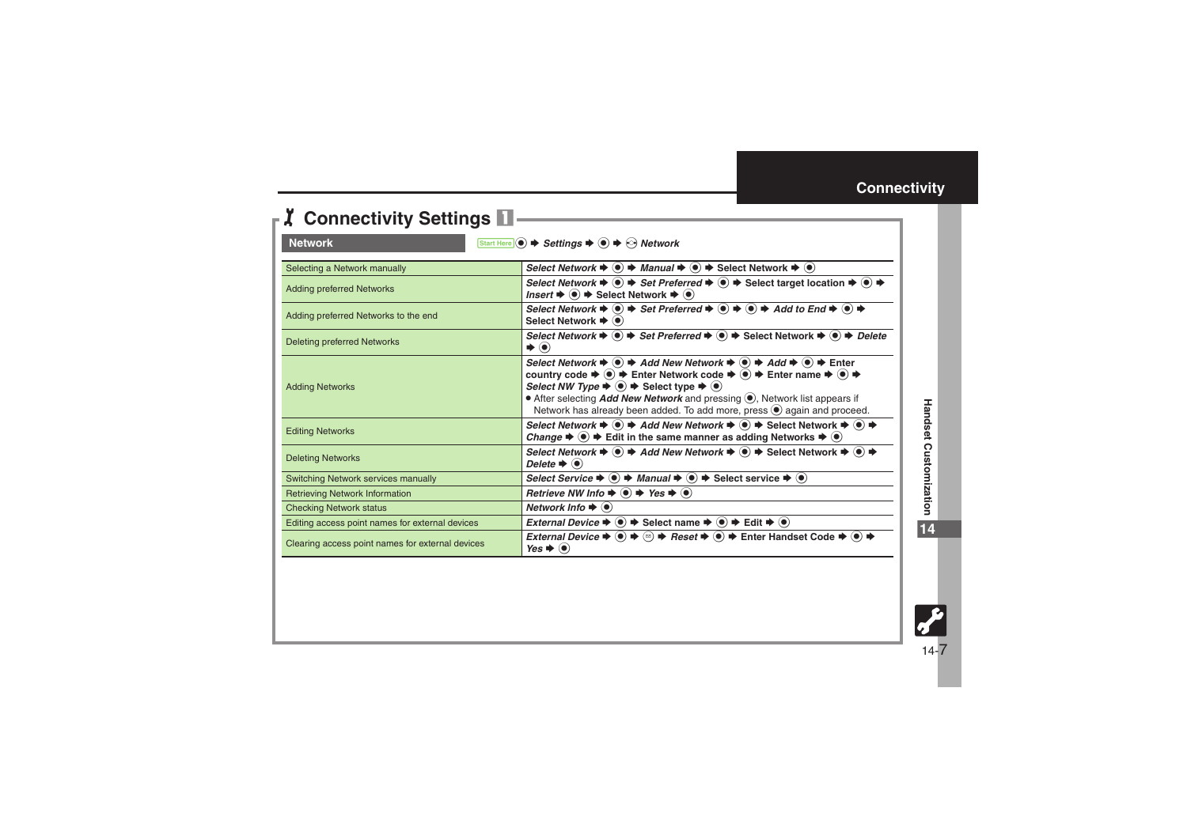# Connectivity Settings 1

**Network** Start Here ● ➡ *Settings* ➡ ● ➡ *Network*

| | |
|---|---|
| Selecting a Network manually | *Select Network* ➡ ● ➡ *Manual* ➡ ● ➡ Select Network ➡ ● |
| Adding preferred Networks | *Select Network* ➡ ● ➡ *Set Preferred* ➡ ● ➡ Select target location ➡ ● ➡ *Insert* ➡ ● ➡ Select Network ➡ ● |
| Adding preferred Networks to the end | *Select Network* ➡ ● ➡ *Set Preferred* ➡ ● ➡ ● ➡ *Add to End* ➡ ● ➡ Select Network ➡ ● |
| Deleting preferred Networks | *Select Network* ➡ ● ➡ *Set Preferred* ➡ ● ➡ Select Network ➡ ● ➡ *Delete* ➡ ● |
| Adding Networks | *Select Network* ➡ ● ➡ *Add New Network* ➡ ● ➡ *Add* ➡ ● ➡ Enter country code ➡ ● ➡ Enter Network code ➡ ● ➡ Enter name ➡ ● ➡ *Select NW Type* ➡ ● ➡ Select type ➡ ● <br>• After selecting *Add New Network* and pressing ●, Network list appears if Network has already been added. To add more, press ● again and proceed. |
| Editing Networks | *Select Network* ➡ ● ➡ *Add New Network* ➡ ● ➡ Select Network ➡ ● ➡ *Change* ➡ ● ➡ Edit in the same manner as adding Networks ➡ ● |
| Deleting Networks | *Select Network* ➡ ● ➡ *Add New Network* ➡ ● ➡ Select Network ➡ ● ➡ *Delete* ➡ ● |
| Switching Network services manually | *Select Service* ➡ ● ➡ *Manual* ➡ ● ➡ Select service ➡ ● |
| Retrieving Network Information | *Retrieve NW Info* ➡ ● ➡ *Yes* ➡ ● |
| Checking Network status | *Network Info* ➡ ● |
| Editing access point names for external devices | *External Device* ➡ ● ➡ Select name ➡ ● ➡ Edit ➡ ● |
| Clearing access point names for external devices | *External Device* ➡ ● ➡ ✉ ➡ *Reset* ➡ ● ➡ Enter Handset Code ➡ ● ➡ *Yes* ➡ ● |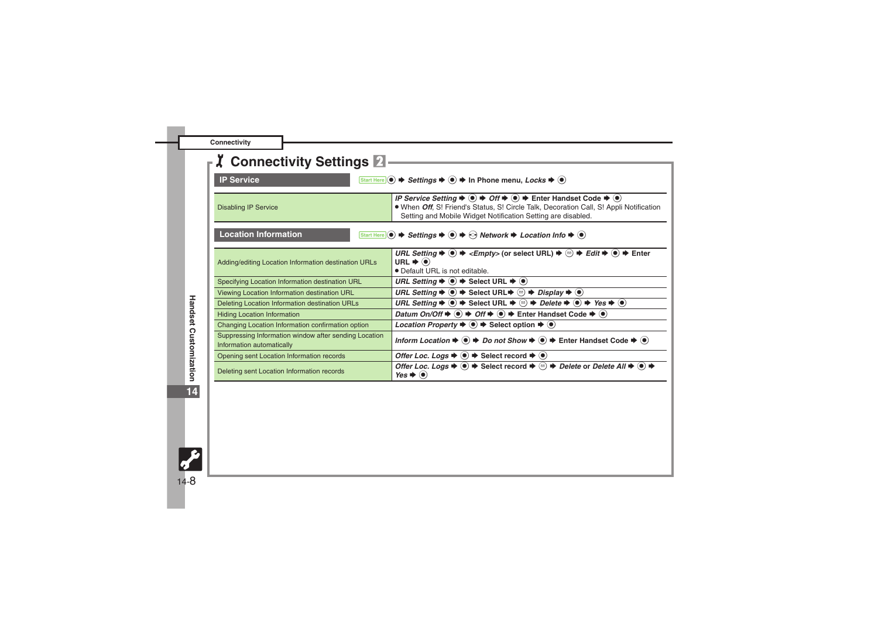# Connectivity Settings 2

## IP Service

Start Here ● ➡ *Settings* ➡ ● ➡ In Phone menu, *Locks* ➡ ●

| | |
|---|---|
| Disabling IP Service | *IP Service Setting* ➡ ● ➡ *Off* ➡ ● ➡ Enter Handset Code ➡ ●<br>● When *Off*, S! Friend's Status, S! Circle Talk, Decoration Call, S! Appli Notification Setting and Mobile Widget Notification Setting are disabled. |

## Location Information

Start Here ● ➡ *Settings* ➡ ● ➡ ⊙ *Network* ➡ *Location Info* ➡ ●

| | |
|---|---|
| Adding/editing Location Information destination URLs | *URL Setting* ➡ ● ➡ *<Empty>* (or select URL) ➡ ✉ ➡ *Edit* ➡ ● ➡ Enter URL ➡ ●<br>● Default URL is not editable. |
| Specifying Location Information destination URL | *URL Setting* ➡ ● ➡ Select URL ➡ ● |
| Viewing Location Information destination URL | *URL Setting* ➡ ● ➡ Select URL ➡ ✉ ➡ *Display* ➡ ● |
| Deleting Location Information destination URLs | *URL Setting* ➡ ● ➡ Select URL ➡ ✉ ➡ *Delete* ➡ ● ➡ *Yes* ➡ ● |
| Hiding Location Information | *Datum On/Off* ➡ ● ➡ *Off* ➡ ● ➡ Enter Handset Code ➡ ● |
| Changing Location Information confirmation option | *Location Property* ➡ ● ➡ Select option ➡ ● |
| Suppressing Information window after sending Location Information automatically | *Inform Location* ➡ ● ➡ *Do not Show* ➡ ● ➡ Enter Handset Code ➡ ● |
| Opening sent Location Information records | *Offer Loc. Logs* ➡ ● ➡ Select record ➡ ● |
| Deleting sent Location Information records | *Offer Loc. Logs* ➡ ● ➡ Select record ➡ ✉ ➡ *Delete* or *Delete All* ➡ ● ➡ *Yes* ➡ ● |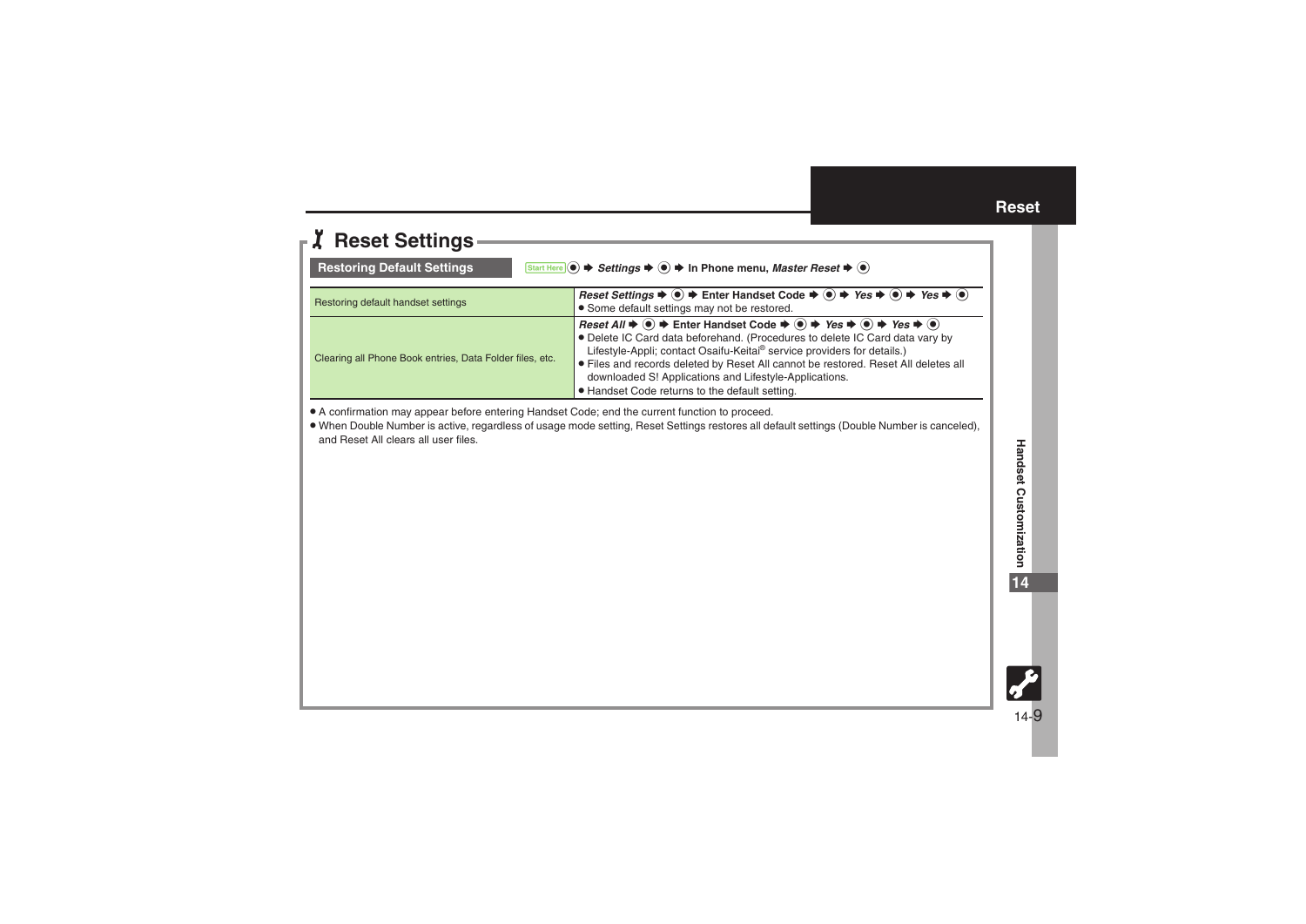# Reset Settings

**Restoring Default Settings**

Start Here ● ➡ *Settings* ➡ ● ➡ In Phone menu, *Master Reset* ➡ ●

| | |
|---|---|
| Restoring default handset settings | ***Reset Settings*** ➡ ● ➡ **Enter Handset Code** ➡ ● ➡ ***Yes*** ➡ ● ➡ ***Yes*** ➡ ●<br>● Some default settings may not be restored. |
| Clearing all Phone Book entries, Data Folder files, etc. | ***Reset All*** ➡ ● ➡ **Enter Handset Code** ➡ ● ➡ ***Yes*** ➡ ● ➡ ***Yes*** ➡ ●<br>● Delete IC Card data beforehand. (Procedures to delete IC Card data vary by Lifestyle-Appli; contact Osaifu-Keitai® service providers for details.)<br>● Files and records deleted by Reset All cannot be restored. Reset All deletes all downloaded S! Applications and Lifestyle-Applications.<br>● Handset Code returns to the default setting. |

- A confirmation may appear before entering Handset Code; end the current function to proceed.
- When Double Number is active, regardless of usage mode setting, Reset Settings restores all default settings (Double Number is canceled), and Reset All clears all user files.